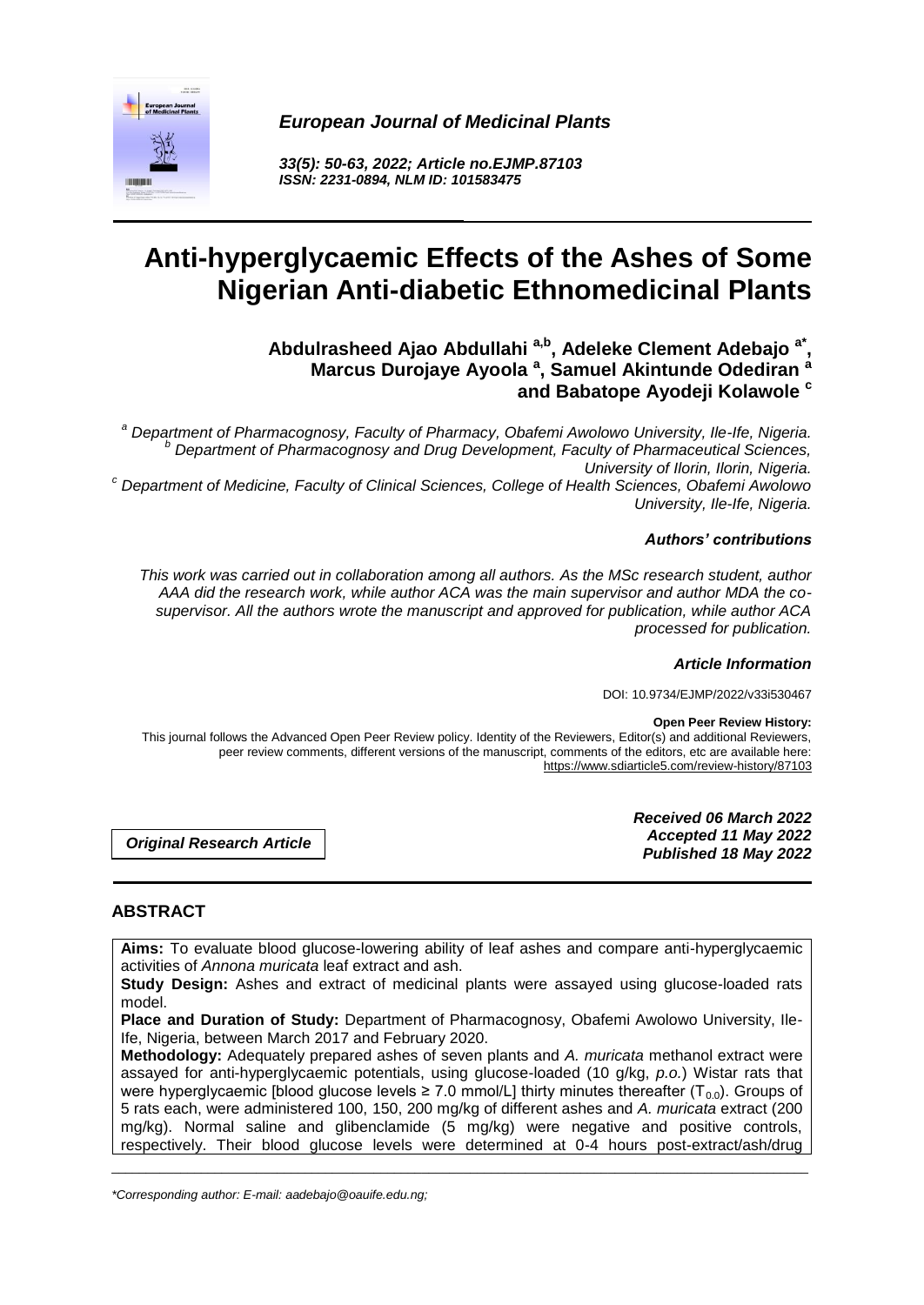*European Journal of Medicinal Plants*

*33(5): 50-63, 2022; Article no.EJMP.87103*
*ISSN: 2231-0894, NLM ID: 101583475*

# Anti-hyperglycaemic Effects of the Ashes of Some Nigerian Anti-diabetic Ethnomedicinal Plants

**Abdulrasheed Ajao Abdullahi [a,b], Adeleke Clement Adebajo [a*], Marcus Durojaye Ayoola [a], Samuel Akintunde Odediran [a] and Babatope Ayodeji Kolawole [c]**

[a] *Department of Pharmacognosy, Faculty of Pharmacy, Obafemi Awolowo University, Ile-Ife, Nigeria.*
[b] *Department of Pharmacognosy and Drug Development, Faculty of Pharmaceutical Sciences, University of Ilorin, Ilorin, Nigeria.*
[c] *Department of Medicine, Faculty of Clinical Sciences, College of Health Sciences, Obafemi Awolowo University, Ile-Ife, Nigeria.*

***Authors' contributions***

*This work was carried out in collaboration among all authors. As the MSc research student, author AAA did the research work, while author ACA was the main supervisor and author MDA the co-supervisor. All the authors wrote the manuscript and approved for publication, while author ACA processed for publication.*

***Article Information***

DOI: 10.9734/EJMP/2022/v33i530467

**Open Peer Review History:**

This journal follows the Advanced Open Peer Review policy. Identity of the Reviewers, Editor(s) and additional Reviewers, peer review comments, different versions of the manuscript, comments of the editors, etc are available here: https://www.sdiarticle5.com/review-history/87103

***Original Research Article***

***Received 06 March 2022***
***Accepted 11 May 2022***
***Published 18 May 2022***

## ABSTRACT

**Aims:** To evaluate blood glucose-lowering ability of leaf ashes and compare anti-hyperglycaemic activities of *Annona muricata* leaf extract and ash.

**Study Design:** Ashes and extract of medicinal plants were assayed using glucose-loaded rats model.

**Place and Duration of Study:** Department of Pharmacognosy, Obafemi Awolowo University, Ile-Ife, Nigeria, between March 2017 and February 2020.

**Methodology:** Adequately prepared ashes of seven plants and *A. muricata* methanol extract were assayed for anti-hyperglycaemic potentials, using glucose-loaded (10 g/kg, *p.o.*) Wistar rats that were hyperglycaemic [blood glucose levels ≥ 7.0 mmol/L] thirty minutes thereafter ($T_{0.0}$). Groups of 5 rats each, were administered 100, 150, 200 mg/kg of different ashes and *A. muricata* extract (200 mg/kg). Normal saline and glibenclamide (5 mg/kg) were negative and positive controls, respectively. Their blood glucose levels were determined at 0-4 hours post-extract/ash/drug

*\*Corresponding author: E-mail: aadebajo@oauife.edu.ng;*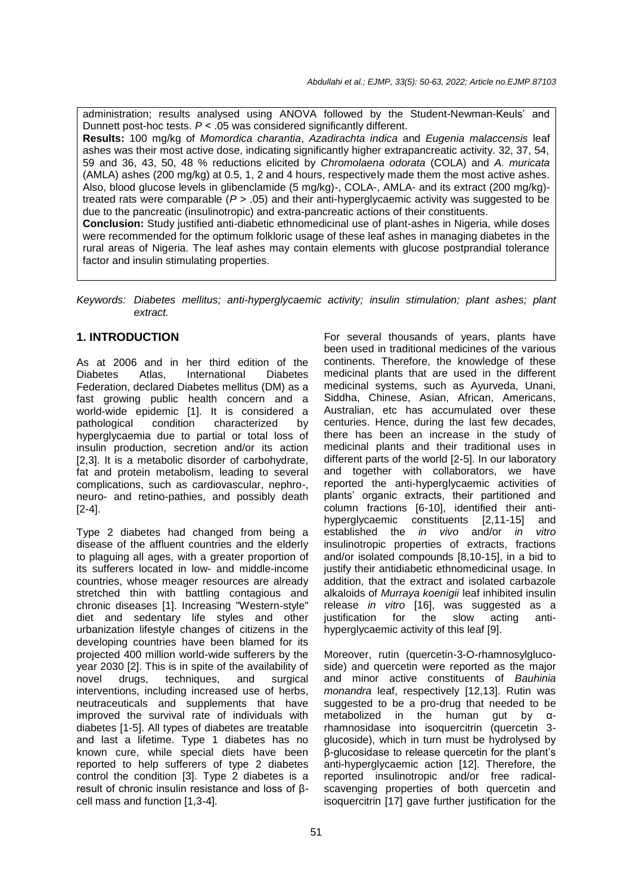administration; results analysed using ANOVA followed by the Student-Newman-Keuls' and Dunnett post-hoc tests. $P < .05$ was considered significantly different.

**Results:** 100 mg/kg of *Momordica charantia*, *Azadirachta indica* and *Eugenia malaccensis* leaf ashes was their most active dose, indicating significantly higher extrapancreatic activity. 32, 37, 54, 59 and 36, 43, 50, 48 % reductions elicited by *Chromolaena odorata* (COLA) and *A. muricata* (AMLA) ashes (200 mg/kg) at 0.5, 1, 2 and 4 hours, respectively made them the most active ashes. Also, blood glucose levels in glibenclamide (5 mg/kg)-, COLA-, AMLA- and its extract (200 mg/kg)-treated rats were comparable ($P > .05$) and their anti-hyperglycaemic activity was suggested to be due to the pancreatic (insulinotropic) and extra-pancreatic actions of their constituents.

**Conclusion:** Study justified anti-diabetic ethnomedicinal use of plant-ashes in Nigeria, while doses were recommended for the optimum folkloric usage of these leaf ashes in managing diabetes in the rural areas of Nigeria. The leaf ashes may contain elements with glucose postprandial tolerance factor and insulin stimulating properties.

*Keywords: Diabetes mellitus; anti-hyperglycaemic activity; insulin stimulation; plant ashes; plant extract.*

## 1. INTRODUCTION

As at 2006 and in her third edition of the Diabetes Atlas, International Diabetes Federation, declared Diabetes mellitus (DM) as a fast growing public health concern and a world-wide epidemic [1]. It is considered a pathological condition characterized by hyperglycaemia due to partial or total loss of insulin production, secretion and/or its action [2,3]. It is a metabolic disorder of carbohydrate, fat and protein metabolism, leading to several complications, such as cardiovascular, nephro-, neuro- and retino-pathies, and possibly death [2-4].

Type 2 diabetes had changed from being a disease of the affluent countries and the elderly to plaguing all ages, with a greater proportion of its sufferers located in low- and middle-income countries, whose meager resources are already stretched thin with battling contagious and chronic diseases [1]. Increasing "Western-style" diet and sedentary life styles and other urbanization lifestyle changes of citizens in the developing countries have been blamed for its projected 400 million world-wide sufferers by the year 2030 [2]. This is in spite of the availability of novel drugs, techniques, and surgical interventions, including increased use of herbs, neutraceuticals and supplements that have improved the survival rate of individuals with diabetes [1-5]. All types of diabetes are treatable and last a lifetime. Type 1 diabetes has no known cure, while special diets have been reported to help sufferers of type 2 diabetes control the condition [3]. Type 2 diabetes is a result of chronic insulin resistance and loss of β-cell mass and function [1,3-4].

For several thousands of years, plants have been used in traditional medicines of the various continents. Therefore, the knowledge of these medicinal plants that are used in the different medicinal systems, such as Ayurveda, Unani, Siddha, Chinese, Asian, African, Americans, Australian, etc has accumulated over these centuries. Hence, during the last few decades, there has been an increase in the study of medicinal plants and their traditional uses in different parts of the world [2-5]. In our laboratory and together with collaborators, we have reported the anti-hyperglycaemic activities of plants' organic extracts, their partitioned and column fractions [6-10], identified their anti-hyperglycaemic constituents [2,11-15] and established the *in vivo* and/or *in vitro* insulinotropic properties of extracts, fractions and/or isolated compounds [8,10-15], in a bid to justify their antidiabetic ethnomedicinal usage. In addition, that the extract and isolated carbazole alkaloids of *Murraya koenigii* leaf inhibited insulin release *in vitro* [16], was suggested as a justification for the slow acting anti-hyperglycaemic activity of this leaf [9].

Moreover, rutin (quercetin-3-O-rhamnosylglucoside) and quercetin were reported as the major and minor active constituents of *Bauhinia monandra* leaf, respectively [12,13]. Rutin was suggested to be a pro-drug that needed to be metabolized in the human gut by α-rhamnosidase into isoquercitrin (quercetin 3-glucoside), which in turn must be hydrolysed by β-glucosidase to release quercetin for the plant's anti-hyperglycaemic action [12]. Therefore, the reported insulinotropic and/or free radical-scavenging properties of both quercetin and isoquercitrin [17] gave further justification for the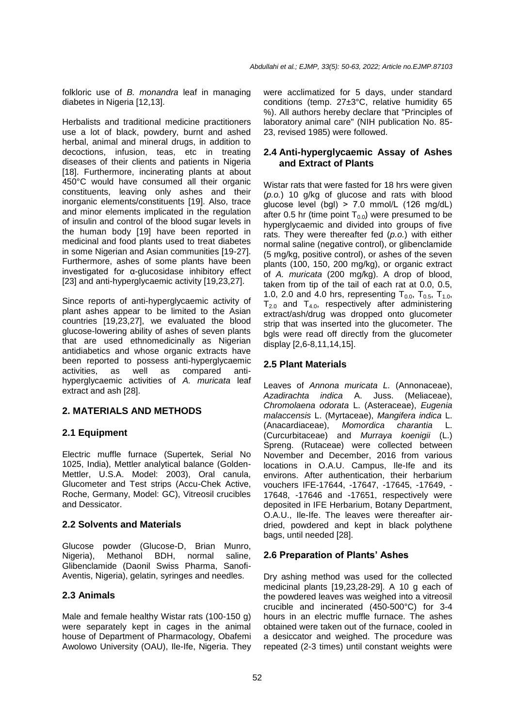folkloric use of *B. monandra* leaf in managing diabetes in Nigeria [12,13].

Herbalists and traditional medicine practitioners use a lot of black, powdery, burnt and ashed herbal, animal and mineral drugs, in addition to decoctions, infusion, teas, etc in treating diseases of their clients and patients in Nigeria [18]. Furthermore, incinerating plants at about 450°C would have consumed all their organic constituents, leaving only ashes and their inorganic elements/constituents [19]. Also, trace and minor elements implicated in the regulation of insulin and control of the blood sugar levels in the human body [19] have been reported in medicinal and food plants used to treat diabetes in some Nigerian and Asian communities [19-27]. Furthermore, ashes of some plants have been investigated for α-glucosidase inhibitory effect [23] and anti-hyperglycaemic activity [19,23,27].

Since reports of anti-hyperglycaemic activity of plant ashes appear to be limited to the Asian countries [19,23,27], we evaluated the blood glucose-lowering ability of ashes of seven plants that are used ethnomedicinally as Nigerian antidiabetics and whose organic extracts have been reported to possess anti-hyperglycaemic activities, as well as compared anti-hyperglycaemic activities of *A. muricata* leaf extract and ash [28].

## 2. MATERIALS AND METHODS

### 2.1 Equipment

Electric muffle furnace (Supertek, Serial No 1025, India), Mettler analytical balance (Golden-Mettler, U.S.A. Model: 2003), Oral canula, Glucometer and Test strips (Accu-Chek Active, Roche, Germany, Model: GC), Vitreosil crucibles and Dessicator.

### 2.2 Solvents and Materials

Glucose powder (Glucose-D, Brian Munro, Nigeria), Methanol BDH, normal saline, Glibenclamide (Daonil Swiss Pharma, Sanofi-Aventis, Nigeria), gelatin, syringes and needles.

### 2.3 Animals

Male and female healthy Wistar rats (100-150 g) were separately kept in cages in the animal house of Department of Pharmacology, Obafemi Awolowo University (OAU), Ile-Ife, Nigeria. They were acclimatized for 5 days, under standard conditions (temp. 27±3°C, relative humidity 65 %). All authors hereby declare that "Principles of laboratory animal care" (NIH publication No. 85-23, revised 1985) were followed.

### 2.4 Anti-hyperglycaemic Assay of Ashes and Extract of Plants

Wistar rats that were fasted for 18 hrs were given (*p.o.*) 10 g/kg of glucose and rats with blood glucose level (bgl) > 7.0 mmol/L (126 mg/dL) after 0.5 hr (time point $T_{0.0}$) were presumed to be hyperglycaemic and divided into groups of five rats. They were thereafter fed (*p.o.*) with either normal saline (negative control), or glibenclamide (5 mg/kg, positive control), or ashes of the seven plants (100, 150, 200 mg/kg), or organic extract of *A. muricata* (200 mg/kg). A drop of blood, taken from tip of the tail of each rat at 0.0, 0.5, 1.0, 2.0 and 4.0 hrs, representing $T_{0.0}$, $T_{0.5}$, $T_{1.0}$, $T_{2.0}$ and $T_{4.0}$, respectively after administering extract/ash/drug was dropped onto glucometer strip that was inserted into the glucometer. The bgls were read off directly from the glucometer display [2,6-8,11,14,15].

### 2.5 Plant Materials

Leaves of *Annona muricata L.* (Annonaceae), *Azadirachta indica* A. Juss. (Meliaceae), *Chromolaena odorata* L. (Asteraceae), *Eugenia malaccensis* L. (Myrtaceae), *Mangifera indica* L. (Anacardiaceae), *Momordica charantia* L. (Curcurbitaceae) and *Murraya koenigii* (L.) Spreng. (Rutaceae) were collected between November and December, 2016 from various locations in O.A.U. Campus, Ile-Ife and its environs. After authentication, their herbarium vouchers IFE-17644, -17647, -17645, -17649, -17648, -17646 and -17651, respectively were deposited in IFE Herbarium, Botany Department, O.A.U., Ile-Ife. The leaves were thereafter air-dried, powdered and kept in black polythene bags, until needed [28].

### 2.6 Preparation of Plants' Ashes

Dry ashing method was used for the collected medicinal plants [19,23,28-29]. A 10 g each of the powdered leaves was weighed into a vitreosil crucible and incinerated (450-500°C) for 3-4 hours in an electric muffle furnace. The ashes obtained were taken out of the furnace, cooled in a desiccator and weighed. The procedure was repeated (2-3 times) until constant weights were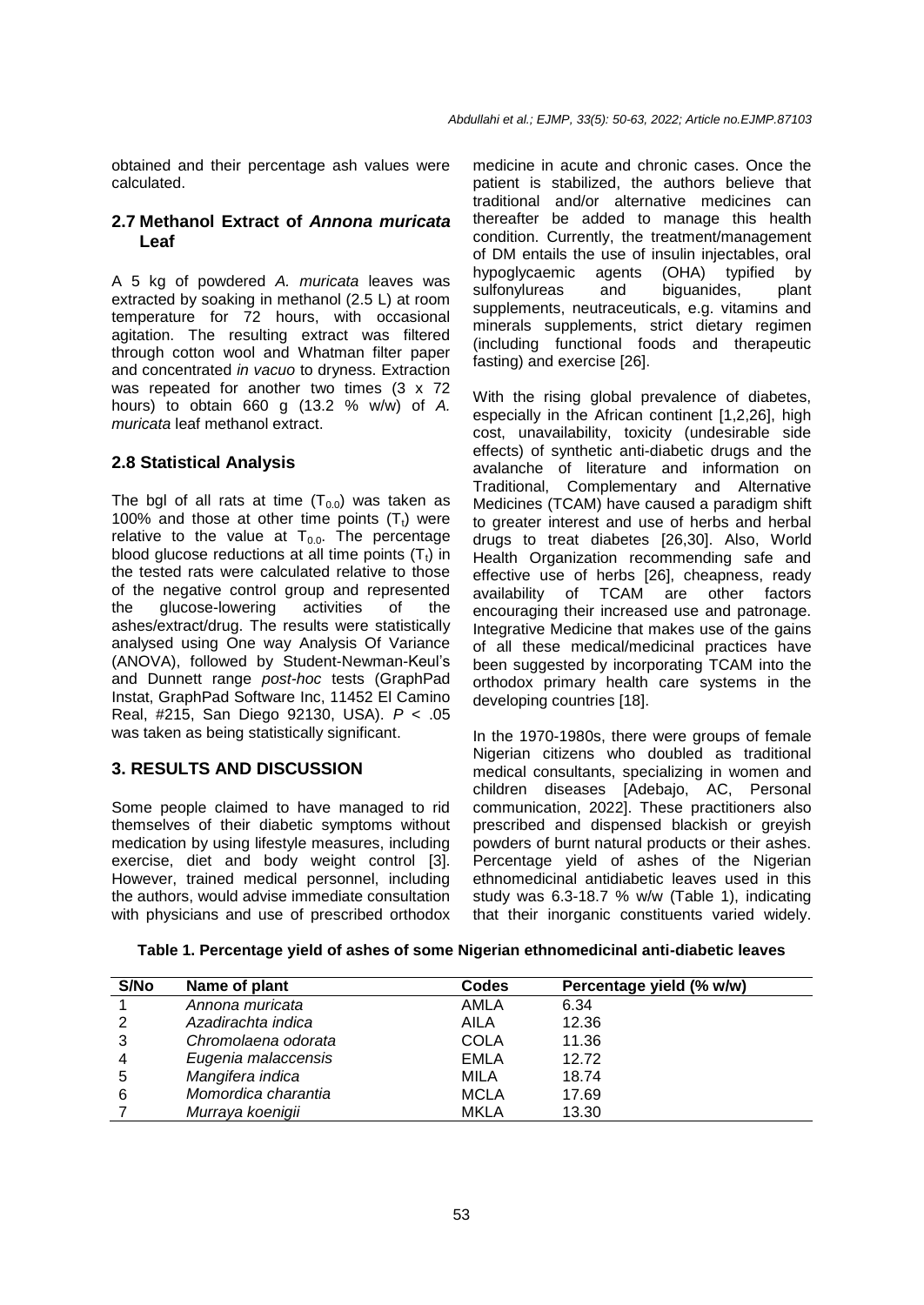obtained and their percentage ash values were calculated.

### 2.7 Methanol Extract of *Annona muricata* Leaf

A 5 kg of powdered *A. muricata* leaves was extracted by soaking in methanol (2.5 L) at room temperature for 72 hours, with occasional agitation. The resulting extract was filtered through cotton wool and Whatman filter paper and concentrated *in vacuo* to dryness. Extraction was repeated for another two times (3 x 72 hours) to obtain 660 g (13.2 % w/w) of *A. muricata* leaf methanol extract.

### 2.8 Statistical Analysis

The bgl of all rats at time ($T_{0.0}$) was taken as 100% and those at other time points ($T_t$) were relative to the value at $T_{0.0}$. The percentage blood glucose reductions at all time points ($T_t$) in the tested rats were calculated relative to those of the negative control group and represented the glucose-lowering activities of the ashes/extract/drug. The results were statistically analysed using One way Analysis Of Variance (ANOVA), followed by Student-Newman-Keul's and Dunnett range *post-hoc* tests (GraphPad Instat, GraphPad Software Inc, 11452 El Camino Real, #215, San Diego 92130, USA). $P < .05$ was taken as being statistically significant.

## 3. RESULTS AND DISCUSSION

Some people claimed to have managed to rid themselves of their diabetic symptoms without medication by using lifestyle measures, including exercise, diet and body weight control [3]. However, trained medical personnel, including the authors, would advise immediate consultation with physicians and use of prescribed orthodox medicine in acute and chronic cases. Once the patient is stabilized, the authors believe that traditional and/or alternative medicines can thereafter be added to manage this health condition. Currently, the treatment/management of DM entails the use of insulin injectables, oral hypoglycaemic agents (OHA) typified by sulfonylureas and biguanides, plant supplements, neutraceuticals, e.g. vitamins and minerals supplements, strict dietary regimen (including functional foods and therapeutic fasting) and exercise [26].

With the rising global prevalence of diabetes, especially in the African continent [1,2,26], high cost, unavailability, toxicity (undesirable side effects) of synthetic anti-diabetic drugs and the avalanche of literature and information on Traditional, Complementary and Alternative Medicines (TCAM) have caused a paradigm shift to greater interest and use of herbs and herbal drugs to treat diabetes [26,30]. Also, World Health Organization recommending safe and effective use of herbs [26], cheapness, ready availability of TCAM are other factors encouraging their increased use and patronage. Integrative Medicine that makes use of the gains of all these medical/medicinal practices have been suggested by incorporating TCAM into the orthodox primary health care systems in the developing countries [18].

In the 1970-1980s, there were groups of female Nigerian citizens who doubled as traditional medical consultants, specializing in women and children diseases [Adebajo, AC, Personal communication, 2022]. These practitioners also prescribed and dispensed blackish or greyish powders of burnt natural products or their ashes. Percentage yield of ashes of the Nigerian ethnomedicinal antidiabetic leaves used in this study was 6.3-18.7 % w/w (Table 1), indicating that their inorganic constituents varied widely.

**Table 1. Percentage yield of ashes of some Nigerian ethnomedicinal anti-diabetic leaves**

| S/No | Name of plant | Codes | Percentage yield (% w/w) |
|---|---|---|---|
| 1 | *Annona muricata* | AMLA | 6.34 |
| 2 | *Azadirachta indica* | AILA | 12.36 |
| 3 | *Chromolaena odorata* | COLA | 11.36 |
| 4 | *Eugenia malaccensis* | EMLA | 12.72 |
| 5 | *Mangifera indica* | MILA | 18.74 |
| 6 | *Momordica charantia* | MCLA | 17.69 |
| 7 | *Murraya koenigii* | MKLA | 13.30 |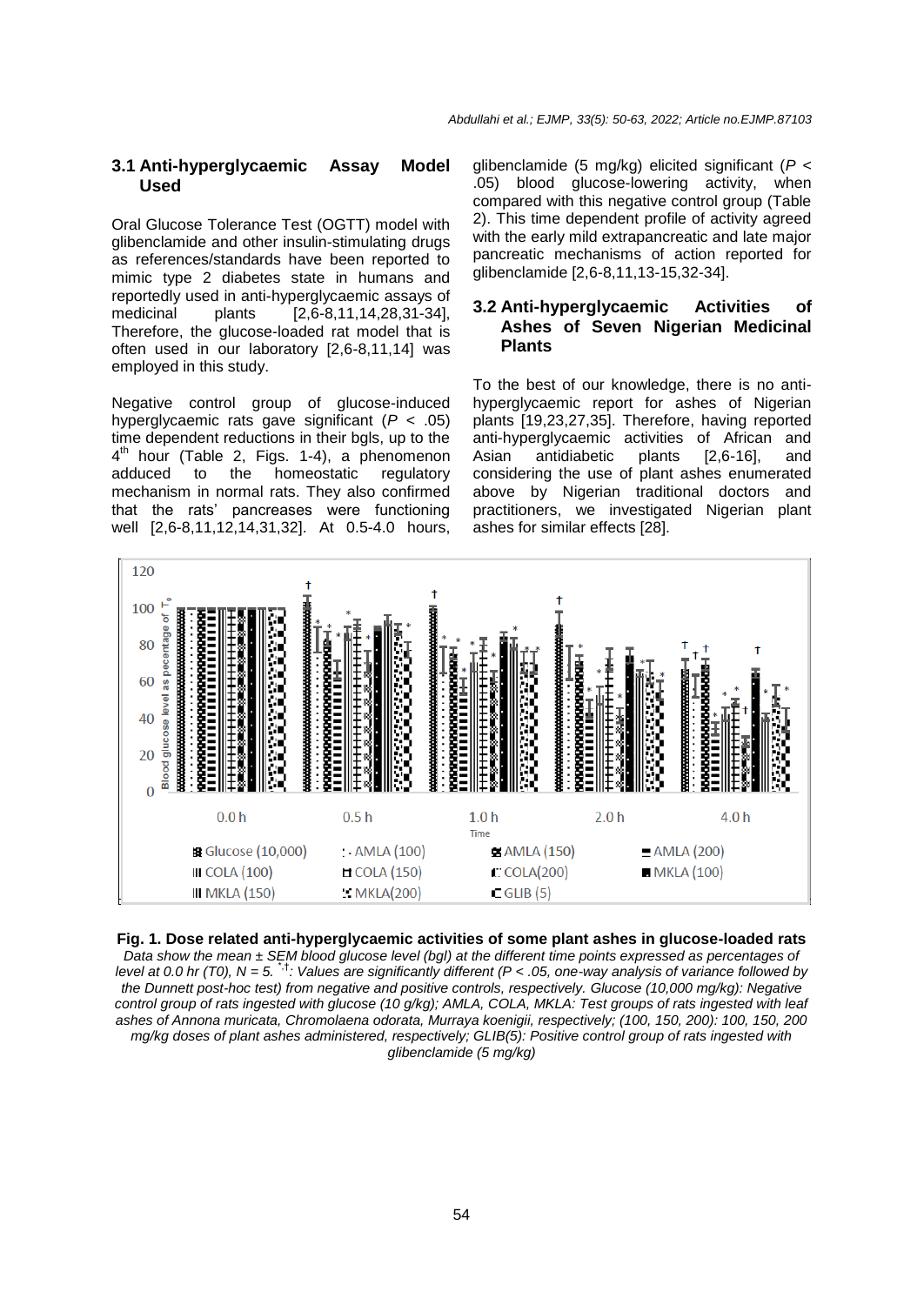### 3.1 Anti-hyperglycaemic Assay Model Used

Oral Glucose Tolerance Test (OGTT) model with glibenclamide and other insulin-stimulating drugs as references/standards have been reported to mimic type 2 diabetes state in humans and reportedly used in anti-hyperglycaemic assays of medicinal plants [2,6-8,11,14,28,31-34], Therefore, the glucose-loaded rat model that is often used in our laboratory [2,6-8,11,14] was employed in this study.

Negative control group of glucose-induced hyperglycaemic rats gave significant ($P$ < .05) time dependent reductions in their bgls, up to the 4th hour (Table 2, Figs. 1-4), a phenomenon adduced to the homeostatic regulatory mechanism in normal rats. They also confirmed that the rats' pancreases were functioning well [2,6-8,11,12,14,31,32]. At 0.5-4.0 hours, glibenclamide (5 mg/kg) elicited significant ($P$ < .05) blood glucose-lowering activity, when compared with this negative control group (Table 2). This time dependent profile of activity agreed with the early mild extrapancreatic and late major pancreatic mechanisms of action reported for glibenclamide [2,6-8,11,13-15,32-34].

### 3.2 Anti-hyperglycaemic Activities of Ashes of Seven Nigerian Medicinal Plants

To the best of our knowledge, there is no anti-hyperglycaemic report for ashes of Nigerian plants [19,23,27,35]. Therefore, having reported anti-hyperglycaemic activities of African and Asian antidiabetic plants [2,6-16], and considering the use of plant ashes enumerated above by Nigerian traditional doctors and practitioners, we investigated Nigerian plant ashes for similar effects [28].

**Fig. 1. Dose related anti-hyperglycaemic activities of some plant ashes in glucose-loaded rats**

*Data show the mean ± SEM blood glucose level (bgl) at the different time points expressed as percentages of level at 0.0 hr (T0), N = 5. \*,†: Values are significantly different (P < .05, one-way analysis of variance followed by the Dunnett post-hoc test) from negative and positive controls, respectively. Glucose (10,000 mg/kg): Negative control group of rats ingested with glucose (10 g/kg); AMLA, COLA, MKLA: Test groups of rats ingested with leaf ashes of Annona muricata, Chromolaena odorata, Murraya koenigii, respectively; (100, 150, 200): 100, 150, 200 mg/kg doses of plant ashes administered, respectively; GLIB(5): Positive control group of rats ingested with glibenclamide (5 mg/kg)*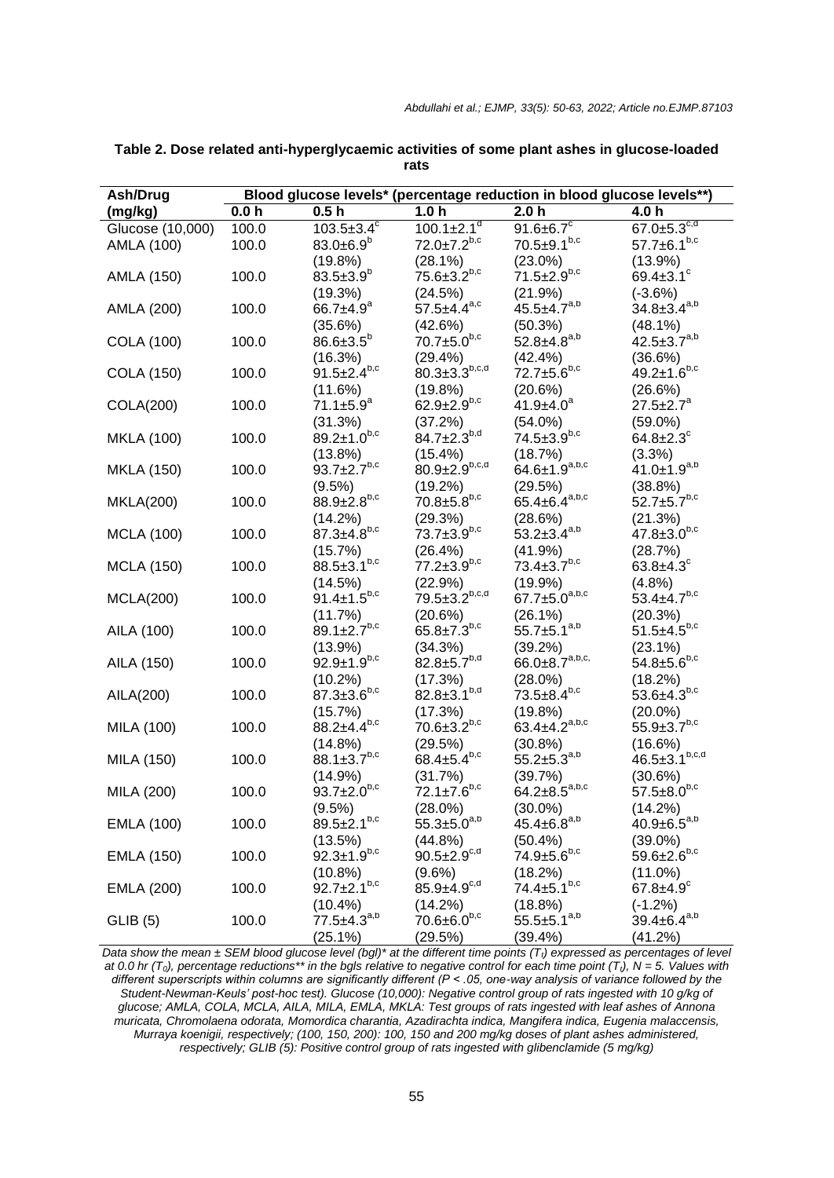**Table 2. Dose related anti-hyperglycaemic activities of some plant ashes in glucose-loaded rats**

| Ash/Drug (mg/kg) | Blood glucose levels* (percentage reduction in blood glucose levels**) | | | | |
|---|---|---|---|---|---|
| | 0.0 h | 0.5 h | 1.0 h | 2.0 h | 4.0 h |
| Glucose (10,000) | 100.0 | 103.5±3.4[c] | 100.1±2.1[d] | 91.6±6.7[c] | 67.0±5.3[c,d] |
| AMLA (100) | 100.0 | 83.0±6.9[b] (19.8%) | 72.0±7.2[b,c] (28.1%) | 70.5±9.1[b,c] (23.0%) | 57.7±6.1[b,c] (13.9%) |
| AMLA (150) | 100.0 | 83.5±3.9[b] (19.3%) | 75.6±3.2[b,c] (24.5%) | 71.5±2.9[b,c] (21.9%) | 69.4±3.1[c] (-3.6%) |
| AMLA (200) | 100.0 | 66.7±4.9[a] (35.6%) | 57.5±4.4[a,c] (42.6%) | 45.5±4.7[a,b] (50.3%) | 34.8±3.4[a,b] (48.1%) |
| COLA (100) | 100.0 | 86.6±3.5[b] (16.3%) | 70.7±5.0[b,c] (29.4%) | 52.8±4.8[a,b] (42.4%) | 42.5±3.7[a,b] (36.6%) |
| COLA (150) | 100.0 | 91.5±2.4[b,c] (11.6%) | 80.3±3.3[b,c,d] (19.8%) | 72.7±5.6[b,c] (20.6%) | 49.2±1.6[b,c] (26.6%) |
| COLA(200) | 100.0 | 71.1±5.9[a] (31.3%) | 62.9±2.9[b,c] (37.2%) | 41.9±4.0[a] (54.0%) | 27.5±2.7[a] (59.0%) |
| MKLA (100) | 100.0 | 89.2±1.0[b,c] (13.8%) | 84.7±2.3[b,d] (15.4%) | 74.5±3.9[b,c] (18.7%) | 64.8±2.3[c] (3.3%) |
| MKLA (150) | 100.0 | 93.7±2.7[b,c] (9.5%) | 80.9±2.9[b,c,d] (19.2%) | 64.6±1.9[a,b,c] (29.5%) | 41.0±1.9[a,b] (38.8%) |
| MKLA(200) | 100.0 | 88.9±2.8[b,c] (14.2%) | 70.8±5.8[b,c] (29.3%) | 65.4±6.4[a,b,c] (28.6%) | 52.7±5.7[b,c] (21.3%) |
| MCLA (100) | 100.0 | 87.3±4.8[b,c] (15.7%) | 73.7±3.9[b,c] (26.4%) | 53.2±3.4[a,b] (41.9%) | 47.8±3.0[b,c] (28.7%) |
| MCLA (150) | 100.0 | 88.5±3.1[b,c] (14.5%) | 77.2±3.9[b,c] (22.9%) | 73.4±3.7[b,c] (19.9%) | 63.8±4.3[c] (4.8%) |
| MCLA(200) | 100.0 | 91.4±1.5[b,c] (11.7%) | 79.5±3.2[b,c,d] (20.6%) | 67.7±5.0[a,b,c] (26.1%) | 53.4±4.7[b,c] (20.3%) |
| AILA (100) | 100.0 | 89.1±2.7[b,c] (13.9%) | 65.8±7.3[b,c] (34.3%) | 55.7±5.1[a,b] (39.2%) | 51.5±4.5[b,c] (23.1%) |
| AILA (150) | 100.0 | 92.9±1.9[b,c] (10.2%) | 82.8±5.7[b,d] (17.3%) | 66.0±8.7[a,b,c,] (28.0%) | 54.8±5.6[b,c] (18.2%) |
| AILA(200) | 100.0 | 87.3±3.6[b,c] (15.7%) | 82.8±3.1[b,d] (17.3%) | 73.5±8.4[b,c] (19.8%) | 53.6±4.3[b,c] (20.0%) |
| MILA (100) | 100.0 | 88.2±4.4[b,c] (14.8%) | 70.6±3.2[b,c] (29.5%) | 63.4±4.2[a,b,c] (30.8%) | 55.9±3.7[b,c] (16.6%) |
| MILA (150) | 100.0 | 88.1±3.7[b,c] (14.9%) | 68.4±5.4[b,c] (31.7%) | 55.2±5.3[a,b] (39.7%) | 46.5±3.1[b,c,d] (30.6%) |
| MILA (200) | 100.0 | 93.7±2.0[b,c] (9.5%) | 72.1±7.6[b,c] (28.0%) | 64.2±8.5[a,b,c] (30.0%) | 57.5±8.0[b,c] (14.2%) |
| EMLA (100) | 100.0 | 89.5±2.1[b,c] (13.5%) | 55.3±5.0[a,b] (44.8%) | 45.4±6.8[a,b] (50.4%) | 40.9±6.5[a,b] (39.0%) |
| EMLA (150) | 100.0 | 92.3±1.9[b,c] (10.8%) | 90.5±2.9[c,d] (9.6%) | 74.9±5.6[b,c] (18.2%) | 59.6±2.6[b,c] (11.0%) |
| EMLA (200) | 100.0 | 92.7±2.1[b,c] (10.4%) | 85.9±4.9[c,d] (14.2%) | 74.4±5.1[b,c] (18.8%) | 67.8±4.9[c] (-1.2%) |
| GLIB (5) | 100.0 | 77.5±4.3[a,b] (25.1%) | 70.6±6.0[b,c] (29.5%) | 55.5±5.1[a,b] (39.4%) | 39.4±6.4[a,b] (41.2%) |

*Data show the mean ± SEM blood glucose level (bgl)* at the different time points ($T_t$) expressed as percentages of level at 0.0 hr ($T_0$), percentage reductions** in the bgls relative to negative control for each time point ($T_t$), N = 5. Values with different superscripts within columns are significantly different (P < .05, one-way analysis of variance followed by the Student-Newman-Keuls' post-hoc test). Glucose (10,000): Negative control group of rats ingested with 10 g/kg of glucose; AMLA, COLA, MCLA, AILA, MILA, EMLA, MKLA: Test groups of rats ingested with leaf ashes of Annona muricata, Chromolaena odorata, Momordica charantia, Azadirachta indica, Mangifera indica, Eugenia malaccensis, Murraya koenigii, respectively; (100, 150, 200): 100, 150 and 200 mg/kg doses of plant ashes administered, respectively; GLIB (5): Positive control group of rats ingested with glibenclamide (5 mg/kg)*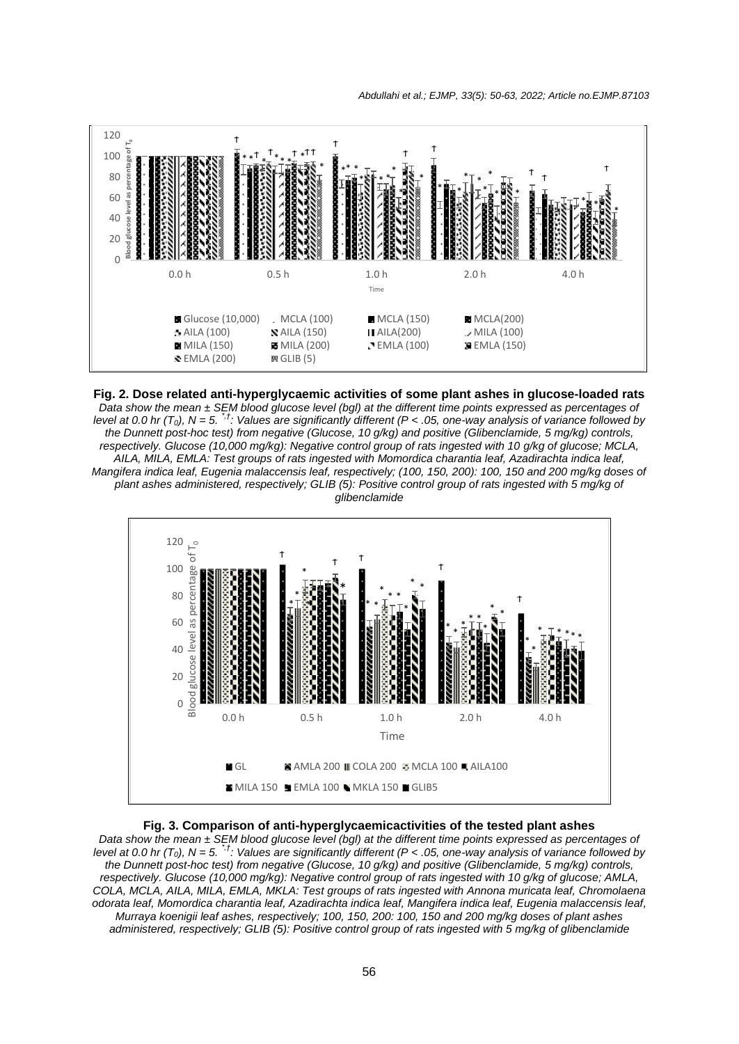**Fig. 2. Dose related anti-hyperglycaemic activities of some plant ashes in glucose-loaded rats**

*Data show the mean ± SEM blood glucose level (bgl) at the different time points expressed as percentages of level at 0.0 hr ($T_0$), N = 5. *,†: Values are significantly different (P < .05, one-way analysis of variance followed by the Dunnett post-hoc test) from negative (Glucose, 10 g/kg) and positive (Glibenclamide, 5 mg/kg) controls, respectively. Glucose (10,000 mg/kg): Negative control group of rats ingested with 10 g/kg of glucose; MCLA, AILA, MILA, EMLA: Test groups of rats ingested with Momordica charantia leaf, Azadirachta indica leaf, Mangifera indica leaf, Eugenia malaccensis leaf, respectively; (100, 150, 200): 100, 150 and 200 mg/kg doses of plant ashes administered, respectively; GLIB (5): Positive control group of rats ingested with 5 mg/kg of glibenclamide*

**Fig. 3. Comparison of anti-hyperglycaemicactivities of the tested plant ashes**

*Data show the mean ± SEM blood glucose level (bgl) at the different time points expressed as percentages of level at 0.0 hr ($T_0$), N = 5. *,†: Values are significantly different (P < .05, one-way analysis of variance followed by the Dunnett post-hoc test) from negative (Glucose, 10 g/kg) and positive (Glibenclamide, 5 mg/kg) controls, respectively. Glucose (10,000 mg/kg): Negative control group of rats ingested with 10 g/kg of glucose; AMLA, COLA, MCLA, AILA, MILA, EMLA, MKLA: Test groups of rats ingested with Annona muricata leaf, Chromolaena odorata leaf, Momordica charantia leaf, Azadirachta indica leaf, Mangifera indica leaf, Eugenia malaccensis leaf, Murraya koenigii leaf ashes, respectively; 100, 150, 200: 100, 150 and 200 mg/kg doses of plant ashes administered, respectively; GLIB (5): Positive control group of rats ingested with 5 mg/kg of glibenclamide*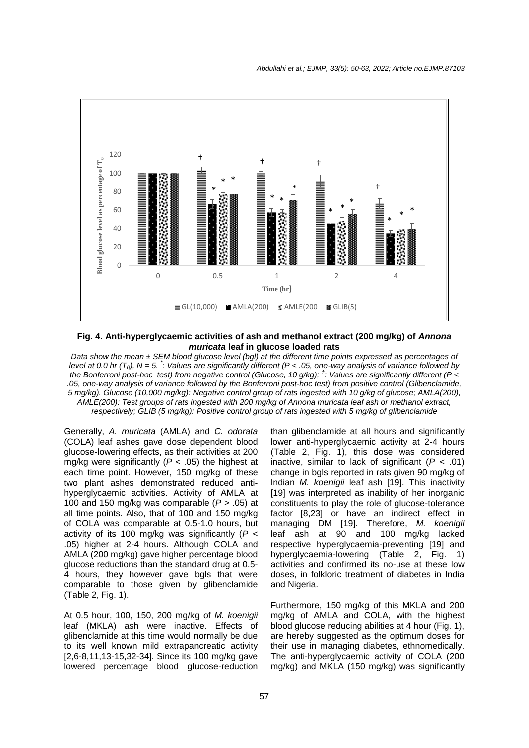**Fig. 4. Anti-hyperglycaemic activities of ash and methanol extract (200 mg/kg) of *Annona muricata* leaf in glucose loaded rats**

*Data show the mean ± SEM blood glucose level (bgl) at the different time points expressed as percentages of level at 0.0 hr ($T_0$), N = 5. *: Values are significantly different (P < .05, one-way analysis of variance followed by the Bonferroni post-hoc test) from negative control (Glucose, 10 g/kg); †: Values are significantly different (P < .05, one-way analysis of variance followed by the Bonferroni post-hoc test) from positive control (Glibenclamide, 5 mg/kg). Glucose (10,000 mg/kg): Negative control group of rats ingested with 10 g/kg of glucose; AMLA(200), AMLE(200): Test groups of rats ingested with 200 mg/kg of Annona muricata leaf ash or methanol extract, respectively; GLIB (5 mg/kg): Positive control group of rats ingested with 5 mg/kg of glibenclamide*

Generally, *A. muricata* (AMLA) and *C. odorata* (COLA) leaf ashes gave dose dependent blood glucose-lowering effects, as their activities at 200 mg/kg were significantly ($P < .05$) the highest at each time point. However, 150 mg/kg of these two plant ashes demonstrated reduced anti-hyperglycaemic activities. Activity of AMLA at 100 and 150 mg/kg was comparable ($P > .05$) at all time points. Also, that of 100 and 150 mg/kg of COLA was comparable at 0.5-1.0 hours, but activity of its 100 mg/kg was significantly ($P < .05$) higher at 2-4 hours. Although COLA and AMLA (200 mg/kg) gave higher percentage blood glucose reductions than the standard drug at 0.5-4 hours, they however gave bgls that were comparable to those given by glibenclamide (Table 2, Fig. 1).

At 0.5 hour, 100, 150, 200 mg/kg of *M. koenigii* leaf (MKLA) ash were inactive. Effects of glibenclamide at this time would normally be due to its well known mild extrapancreatic activity [2,6-8,11,13-15,32-34]. Since its 100 mg/kg gave lowered percentage blood glucose-reduction than glibenclamide at all hours and significantly lower anti-hyperglycaemic activity at 2-4 hours (Table 2, Fig. 1), this dose was considered inactive, similar to lack of significant ($P < .01$) change in bgls reported in rats given 90 mg/kg of Indian *M. koenigii* leaf ash [19]. This inactivity [19] was interpreted as inability of her inorganic constituents to play the role of glucose-tolerance factor [8,23] or have an indirect effect in managing DM [19]. Therefore, *M. koenigii* leaf ash at 90 and 100 mg/kg lacked respective hyperglycaemia-preventing [19] and hyperglycaemia-lowering (Table 2, Fig. 1) activities and confirmed its no-use at these low doses, in folkloric treatment of diabetes in India and Nigeria.

Furthermore, 150 mg/kg of this MKLA and 200 mg/kg of AMLA and COLA, with the highest blood glucose reducing abilities at 4 hour (Fig. 1), are hereby suggested as the optimum doses for their use in managing diabetes, ethnomedically. The anti-hyperglycaemic activity of COLA (200 mg/kg) and MKLA (150 mg/kg) was significantly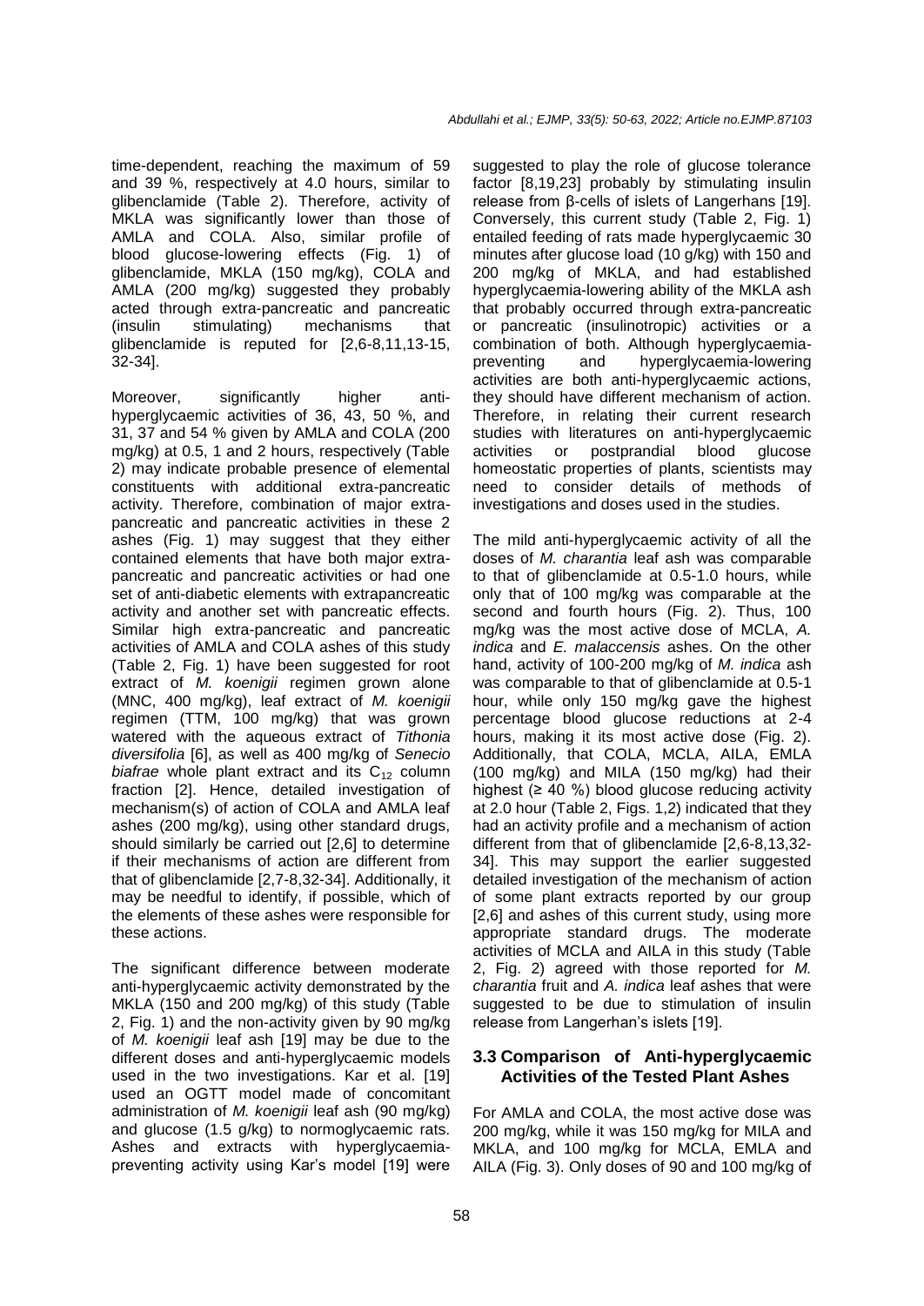time-dependent, reaching the maximum of 59 and 39 %, respectively at 4.0 hours, similar to glibenclamide (Table 2). Therefore, activity of MKLA was significantly lower than those of AMLA and COLA. Also, similar profile of blood glucose-lowering effects (Fig. 1) of glibenclamide, MKLA (150 mg/kg), COLA and AMLA (200 mg/kg) suggested they probably acted through extra-pancreatic and pancreatic (insulin stimulating) mechanisms that glibenclamide is reputed for [2,6-8,11,13-15, 32-34].

Moreover, significantly higher anti-hyperglycaemic activities of 36, 43, 50 %, and 31, 37 and 54 % given by AMLA and COLA (200 mg/kg) at 0.5, 1 and 2 hours, respectively (Table 2) may indicate probable presence of elemental constituents with additional extra-pancreatic activity. Therefore, combination of major extra-pancreatic and pancreatic activities in these 2 ashes (Fig. 1) may suggest that they either contained elements that have both major extra-pancreatic and pancreatic activities or had one set of anti-diabetic elements with extrapancreatic activity and another set with pancreatic effects. Similar high extra-pancreatic and pancreatic activities of AMLA and COLA ashes of this study (Table 2, Fig. 1) have been suggested for root extract of *M. koenigii* regimen grown alone (MNC, 400 mg/kg), leaf extract of *M. koenigii* regimen (TTM, 100 mg/kg) that was grown watered with the aqueous extract of *Tithonia diversifolia* [6], as well as 400 mg/kg of *Senecio biafrae* whole plant extract and its $C_{12}$ column fraction [2]. Hence, detailed investigation of mechanism(s) of action of COLA and AMLA leaf ashes (200 mg/kg), using other standard drugs, should similarly be carried out [2,6] to determine if their mechanisms of action are different from that of glibenclamide [2,7-8,32-34]. Additionally, it may be needful to identify, if possible, which of the elements of these ashes were responsible for these actions.

The significant difference between moderate anti-hyperglycaemic activity demonstrated by the MKLA (150 and 200 mg/kg) of this study (Table 2, Fig. 1) and the non-activity given by 90 mg/kg of *M. koenigii* leaf ash [19] may be due to the different doses and anti-hyperglycaemic models used in the two investigations. Kar et al. [19] used an OGTT model made of concomitant administration of *M. koenigii* leaf ash (90 mg/kg) and glucose (1.5 g/kg) to normoglycaemic rats. Ashes and extracts with hyperglycaemia-preventing activity using Kar's model [19] were suggested to play the role of glucose tolerance factor [8,19,23] probably by stimulating insulin release from β-cells of islets of Langerhans [19]. Conversely, this current study (Table 2, Fig. 1) entailed feeding of rats made hyperglycaemic 30 minutes after glucose load (10 g/kg) with 150 and 200 mg/kg of MKLA, and had established hyperglycaemia-lowering ability of the MKLA ash that probably occurred through extra-pancreatic or pancreatic (insulinotropic) activities or a combination of both. Although hyperglycaemia-preventing and hyperglycaemia-lowering activities are both anti-hyperglycaemic actions, they should have different mechanism of action. Therefore, in relating their current research studies with literatures on anti-hyperglycaemic activities or postprandial blood glucose homeostatic properties of plants, scientists may need to consider details of methods of investigations and doses used in the studies.

The mild anti-hyperglycaemic activity of all the doses of *M. charantia* leaf ash was comparable to that of glibenclamide at 0.5-1.0 hours, while only that of 100 mg/kg was comparable at the second and fourth hours (Fig. 2). Thus, 100 mg/kg was the most active dose of MCLA, *A. indica* and *E. malaccensis* ashes. On the other hand, activity of 100-200 mg/kg of *M. indica* ash was comparable to that of glibenclamide at 0.5-1 hour, while only 150 mg/kg gave the highest percentage blood glucose reductions at 2-4 hours, making it its most active dose (Fig. 2). Additionally, that COLA, MCLA, AILA, EMLA (100 mg/kg) and MILA (150 mg/kg) had their highest (≥ 40 %) blood glucose reducing activity at 2.0 hour (Table 2, Figs. 1,2) indicated that they had an activity profile and a mechanism of action different from that of glibenclamide [2,6-8,13,32-34]. This may support the earlier suggested detailed investigation of the mechanism of action of some plant extracts reported by our group [2,6] and ashes of this current study, using more appropriate standard drugs. The moderate activities of MCLA and AILA in this study (Table 2, Fig. 2) agreed with those reported for *M. charantia* fruit and *A. indica* leaf ashes that were suggested to be due to stimulation of insulin release from Langerhan's islets [19].

### 3.3 Comparison of Anti-hyperglycaemic Activities of the Tested Plant Ashes

For AMLA and COLA, the most active dose was 200 mg/kg, while it was 150 mg/kg for MILA and MKLA, and 100 mg/kg for MCLA, EMLA and AILA (Fig. 3). Only doses of 90 and 100 mg/kg of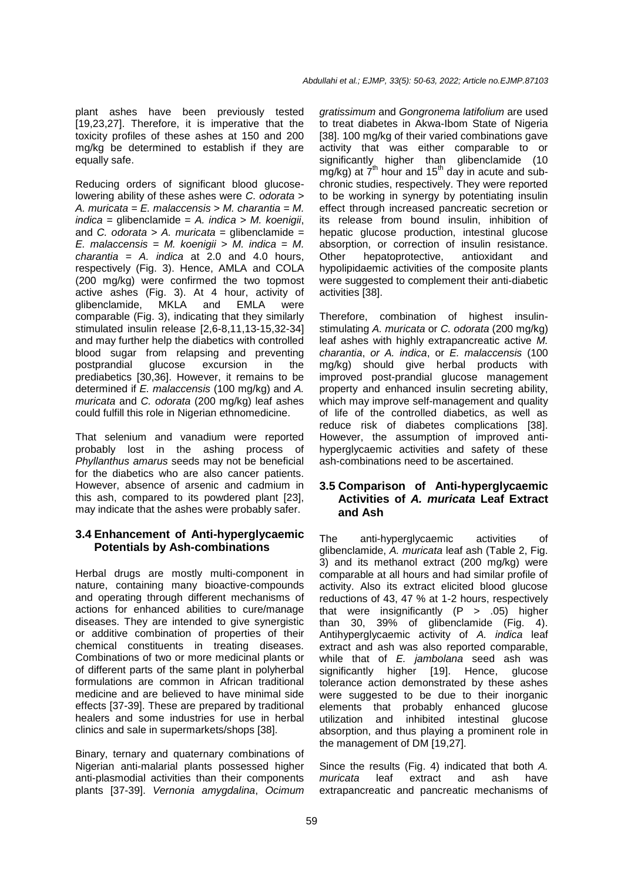plant ashes have been previously tested [19,23,27]. Therefore, it is imperative that the toxicity profiles of these ashes at 150 and 200 mg/kg be determined to establish if they are equally safe.

Reducing orders of significant blood glucose-lowering ability of these ashes were *C. odorata* > *A. muricata* = *E. malaccensis* > *M. charantia* = *M. indica* = glibenclamide = *A. indica* > *M. koenigii*, and *C. odorata* > *A. muricata* = glibenclamide = *E. malaccensis* = *M. koenigii* > *M. indica* = *M. charantia* = *A. indica* at 2.0 and 4.0 hours, respectively (Fig. 3). Hence, AMLA and COLA (200 mg/kg) were confirmed the two topmost active ashes (Fig. 3). At 4 hour, activity of glibenclamide, MKLA and EMLA were comparable (Fig. 3), indicating that they similarly stimulated insulin release [2,6-8,11,13-15,32-34] and may further help the diabetics with controlled blood sugar from relapsing and preventing postprandial glucose excursion in the prediabetics [30,36]. However, it remains to be determined if *E. malaccensis* (100 mg/kg) and *A. muricata* and *C. odorata* (200 mg/kg) leaf ashes could fulfill this role in Nigerian ethnomedicine.

That selenium and vanadium were reported probably lost in the ashing process of *Phyllanthus amarus* seeds may not be beneficial for the diabetics who are also cancer patients. However, absence of arsenic and cadmium in this ash, compared to its powdered plant [23], may indicate that the ashes were probably safer.

### 3.4 Enhancement of Anti-hyperglycaemic Potentials by Ash-combinations

Herbal drugs are mostly multi-component in nature, containing many bioactive-compounds and operating through different mechanisms of actions for enhanced abilities to cure/manage diseases. They are intended to give synergistic or additive combination of properties of their chemical constituents in treating diseases. Combinations of two or more medicinal plants or of different parts of the same plant in polyherbal formulations are common in African traditional medicine and are believed to have minimal side effects [37-39]. These are prepared by traditional healers and some industries for use in herbal clinics and sale in supermarkets/shops [38].

Binary, ternary and quaternary combinations of Nigerian anti-malarial plants possessed higher anti-plasmodial activities than their components plants [37-39]. *Vernonia amygdalina*, *Ocimum gratissimum* and *Gongronema latifolium* are used to treat diabetes in Akwa-Ibom State of Nigeria [38]. 100 mg/kg of their varied combinations gave activity that was either comparable to or significantly higher than glibenclamide (10 mg/kg) at 7$^{th}$ hour and 15$^{th}$ day in acute and sub-chronic studies, respectively. They were reported to be working in synergy by potentiating insulin effect through increased pancreatic secretion or its release from bound insulin, inhibition of hepatic glucose production, intestinal glucose absorption, or correction of insulin resistance. Other hepatoprotective, antioxidant and hypolipidaemic activities of the composite plants were suggested to complement their anti-diabetic activities [38].

Therefore, combination of highest insulin-stimulating *A. muricata* or *C. odorata* (200 mg/kg) leaf ashes with highly extrapancreatic active *M. charantia*, *or A. indica*, or *E. malaccensis* (100 mg/kg) should give herbal products with improved post-prandial glucose management property and enhanced insulin secreting ability, which may improve self-management and quality of life of the controlled diabetics, as well as reduce risk of diabetes complications [38]. However, the assumption of improved anti-hyperglycaemic activities and safety of these ash-combinations need to be ascertained.

### 3.5 Comparison of Anti-hyperglycaemic Activities of *A. muricata* Leaf Extract and Ash

The anti-hyperglycaemic activities of glibenclamide, *A. muricata* leaf ash (Table 2, Fig. 3) and its methanol extract (200 mg/kg) were comparable at all hours and had similar profile of activity. Also its extract elicited blood glucose reductions of 43, 47 % at 1-2 hours, respectively that were insignificantly ($P > .05$) higher than 30, 39% of glibenclamide (Fig. 4). Antihyperglycaemic activity of *A. indica* leaf extract and ash was also reported comparable, while that of *E. jambolana* seed ash was significantly higher [19]. Hence, glucose tolerance action demonstrated by these ashes were suggested to be due to their inorganic elements that probably enhanced glucose utilization and inhibited intestinal glucose absorption, and thus playing a prominent role in the management of DM [19,27].

Since the results (Fig. 4) indicated that both *A. muricata* leaf extract and ash have extrapancreatic and pancreatic mechanisms of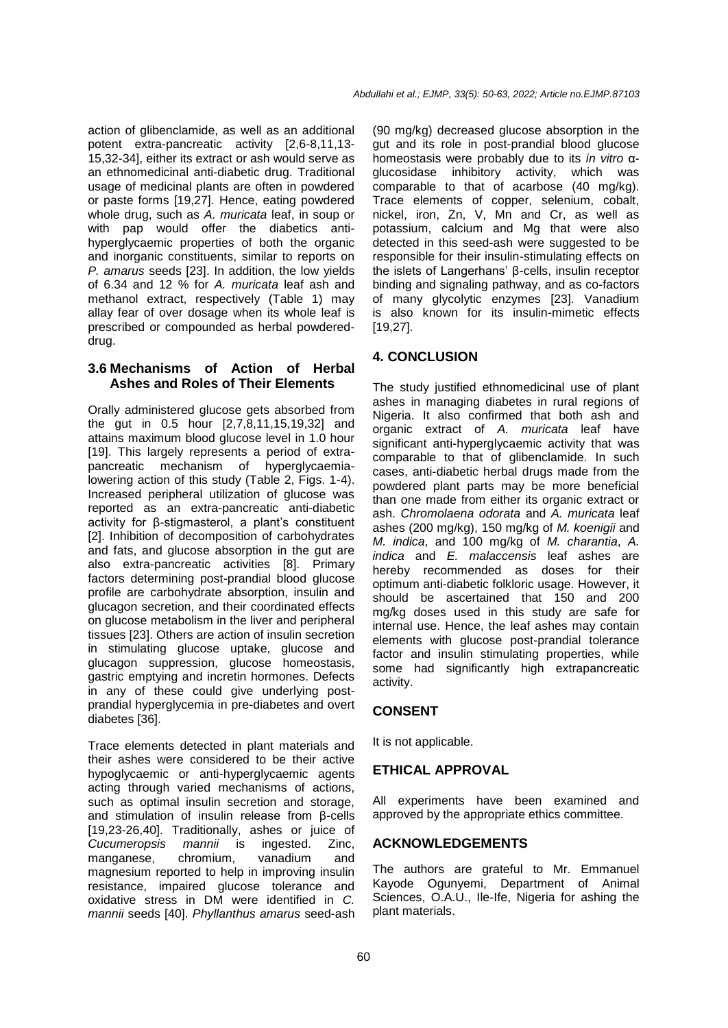action of glibenclamide, as well as an additional potent extra-pancreatic activity [2,6-8,11,13-15,32-34], either its extract or ash would serve as an ethnomedicinal anti-diabetic drug. Traditional usage of medicinal plants are often in powdered or paste forms [19,27]. Hence, eating powdered whole drug, such as *A. muricata* leaf, in soup or with pap would offer the diabetics anti-hyperglycaemic properties of both the organic and inorganic constituents, similar to reports on *P. amarus* seeds [23]. In addition, the low yields of 6.34 and 12 % for *A. muricata* leaf ash and methanol extract, respectively (Table 1) may allay fear of over dosage when its whole leaf is prescribed or compounded as herbal powdered-drug.

### 3.6 Mechanisms of Action of Herbal Ashes and Roles of Their Elements

Orally administered glucose gets absorbed from the gut in 0.5 hour [2,7,8,11,15,19,32] and attains maximum blood glucose level in 1.0 hour [19]. This largely represents a period of extra-pancreatic mechanism of hyperglycaemia-lowering action of this study (Table 2, Figs. 1-4). Increased peripheral utilization of glucose was reported as an extra-pancreatic anti-diabetic activity for β-stigmasterol, a plant's constituent [2]. Inhibition of decomposition of carbohydrates and fats, and glucose absorption in the gut are also extra-pancreatic activities [8]. Primary factors determining post-prandial blood glucose profile are carbohydrate absorption, insulin and glucagon secretion, and their coordinated effects on glucose metabolism in the liver and peripheral tissues [23]. Others are action of insulin secretion in stimulating glucose uptake, glucose and glucagon suppression, glucose homeostasis, gastric emptying and incretin hormones. Defects in any of these could give underlying post-prandial hyperglycemia in pre-diabetes and overt diabetes [36].

Trace elements detected in plant materials and their ashes were considered to be their active hypoglycaemic or anti-hyperglycaemic agents acting through varied mechanisms of actions, such as optimal insulin secretion and storage, and stimulation of insulin release from β-cells [19,23-26,40]. Traditionally, ashes or juice of *Cucumeropsis mannii* is ingested. Zinc, manganese, chromium, vanadium and magnesium reported to help in improving insulin resistance, impaired glucose tolerance and oxidative stress in DM were identified in *C. mannii* seeds [40]. *Phyllanthus amarus* seed-ash (90 mg/kg) decreased glucose absorption in the gut and its role in post-prandial blood glucose homeostasis were probably due to its *in vitro* α-glucosidase inhibitory activity, which was comparable to that of acarbose (40 mg/kg). Trace elements of copper, selenium, cobalt, nickel, iron, Zn, V, Mn and Cr, as well as potassium, calcium and Mg that were also detected in this seed-ash were suggested to be responsible for their insulin-stimulating effects on the islets of Langerhans' β-cells, insulin receptor binding and signaling pathway, and as co-factors of many glycolytic enzymes [23]. Vanadium is also known for its insulin-mimetic effects [19,27].

## 4. CONCLUSION

The study justified ethnomedicinal use of plant ashes in managing diabetes in rural regions of Nigeria. It also confirmed that both ash and organic extract of *A. muricata* leaf have significant anti-hyperglycaemic activity that was comparable to that of glibenclamide. In such cases, anti-diabetic herbal drugs made from the powdered plant parts may be more beneficial than one made from either its organic extract or ash. *Chromolaena odorata* and *A. muricata* leaf ashes (200 mg/kg), 150 mg/kg of *M. koenigii* and *M. indica*, and 100 mg/kg of *M. charantia*, *A. indica* and *E. malaccensis* leaf ashes are hereby recommended as doses for their optimum anti-diabetic folkloric usage. However, it should be ascertained that 150 and 200 mg/kg doses used in this study are safe for internal use. Hence, the leaf ashes may contain elements with glucose post-prandial tolerance factor and insulin stimulating properties, while some had significantly high extrapancreatic activity.

## CONSENT

It is not applicable.

## ETHICAL APPROVAL

All experiments have been examined and approved by the appropriate ethics committee.

## ACKNOWLEDGEMENTS

The authors are grateful to Mr. Emmanuel Kayode Ogunyemi, Department of Animal Sciences, O.A.U., Ile-Ife, Nigeria for ashing the plant materials.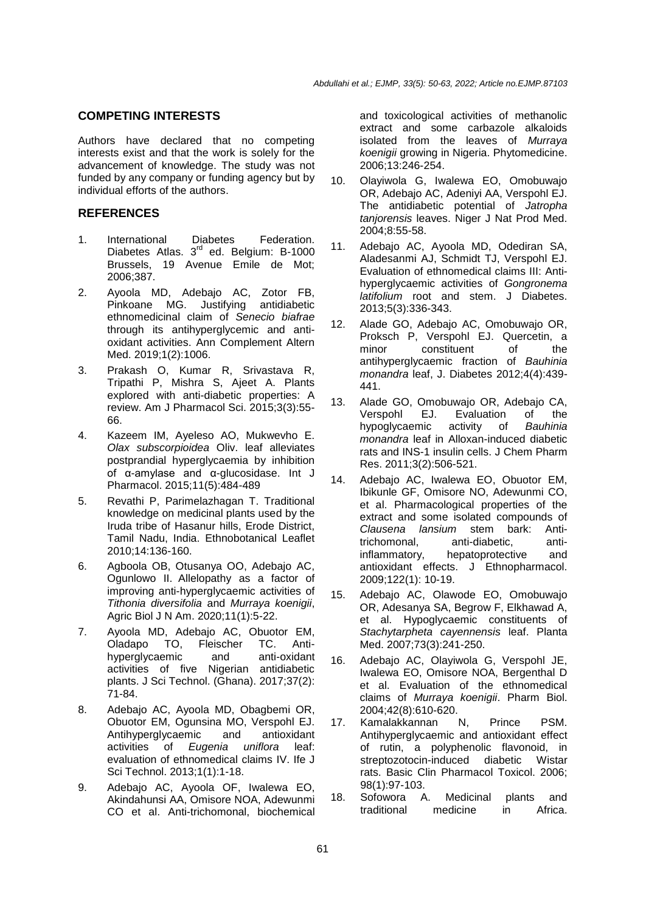## COMPETING INTERESTS

Authors have declared that no competing interests exist and that the work is solely for the advancement of knowledge. The study was not funded by any company or funding agency but by individual efforts of the authors.

## REFERENCES

1. International Diabetes Federation. Diabetes Atlas. 3rd ed. Belgium: B-1000 Brussels, 19 Avenue Emile de Mot; 2006;387.
2. Ayoola MD, Adebajo AC, Zotor FB, Pinkoane MG. Justifying antidiabetic ethnomedicinal claim of *Senecio biafrae* through its antihyperglycemic and anti-oxidant activities. Ann Complement Altern Med. 2019;1(2):1006.
3. Prakash O, Kumar R, Srivastava R, Tripathi P, Mishra S, Ajeet A. Plants explored with anti-diabetic properties: A review. Am J Pharmacol Sci. 2015;3(3):55-66.
4. Kazeem IM, Ayeleso AO, Mukwevho E. *Olax subscorpioidea* Oliv. leaf alleviates postprandial hyperglycaemia by inhibition of α-amylase and α-glucosidase. Int J Pharmacol. 2015;11(5):484-489
5. Revathi P, Parimelazhagan T. Traditional knowledge on medicinal plants used by the Iruda tribe of Hasanur hills, Erode District, Tamil Nadu, India. Ethnobotanical Leaflet 2010;14:136-160.
6. Agboola OB, Otusanya OO, Adebajo AC, Ogunlowo II. Allelopathy as a factor of improving anti-hyperglycaemic activities of *Tithonia diversifolia* and *Murraya koenigii*, Agric Biol J N Am. 2020;11(1):5-22.
7. Ayoola MD, Adebajo AC, Obuotor EM, Oladapo TO, Fleischer TC. Anti-hyperglycaemic and anti-oxidant activities of five Nigerian antidiabetic plants. J Sci Technol. (Ghana). 2017;37(2): 71-84.
8. Adebajo AC, Ayoola MD, Obagbemi OR, Obuotor EM, Ogunsina MO, Verspohl EJ. Antihyperglycaemic and antioxidant activities of *Eugenia uniflora* leaf: evaluation of ethnomedical claims IV. Ife J Sci Technol. 2013;1(1):1-18.
9. Adebajo AC, Ayoola OF, Iwalewa EO, Akindahunsi AA, Omisore NOA, Adewunmi CO et al. Anti-trichomonal, biochemical and toxicological activities of methanolic extract and some carbazole alkaloids isolated from the leaves of *Murraya koenigii* growing in Nigeria. Phytomedicine. 2006;13:246-254.
10. Olayiwola G, Iwalewa EO, Omobuwajo OR, Adebajo AC, Adeniyi AA, Verspohl EJ. The antidiabetic potential of *Jatropha tanjorensis* leaves. Niger J Nat Prod Med. 2004;8:55-58.
11. Adebajo AC, Ayoola MD, Odediran SA, Aladesanmi AJ, Schmidt TJ, Verspohl EJ. Evaluation of ethnomedical claims III: Anti-hyperglycaemic activities of *Gongronema latifolium* root and stem. J Diabetes. 2013;5(3):336-343.
12. Alade GO, Adebajo AC, Omobuwajo OR, Proksch P, Verspohl EJ. Quercetin, a minor constituent of the antihyperglycaemic fraction of *Bauhinia monandra* leaf, J. Diabetes 2012;4(4):439-441.
13. Alade GO, Omobuwajo OR, Adebajo CA, Verspohl EJ. Evaluation of the hypoglycaemic activity of *Bauhinia monandra* leaf in Alloxan-induced diabetic rats and INS-1 insulin cells. J Chem Pharm Res. 2011;3(2):506-521.
14. Adebajo AC, Iwalewa EO, Obuotor EM, Ibikunle GF, Omisore NO, Adewunmi CO, et al. Pharmacological properties of the extract and some isolated compounds of *Clausena lansium* stem bark: Anti-trichomonal, anti-diabetic, anti-inflammatory, hepatoprotective and antioxidant effects. J Ethnopharmacol. 2009;122(1): 10-19.
15. Adebajo AC, Olawode EO, Omobuwajo OR, Adesanya SA, Begrow F, Elkhawad A, et al. Hypoglycaemic constituents of *Stachytarpheta cayennensis* leaf. Planta Med. 2007;73(3):241-250.
16. Adebajo AC, Olayiwola G, Verspohl JE, Iwalewa EO, Omisore NOA, Bergenthal D et al. Evaluation of the ethnomedical claims of *Murraya koenigii*. Pharm Biol. 2004;42(8):610-620.
17. Kamalakkannan N, Prince PSM. Antihyperglycaemic and antioxidant effect of rutin, a polyphenolic flavonoid, in streptozotocin-induced diabetic Wistar rats. Basic Clin Pharmacol Toxicol. 2006; 98(1):97-103.
18. Sofowora A. Medicinal plants and traditional medicine in Africa.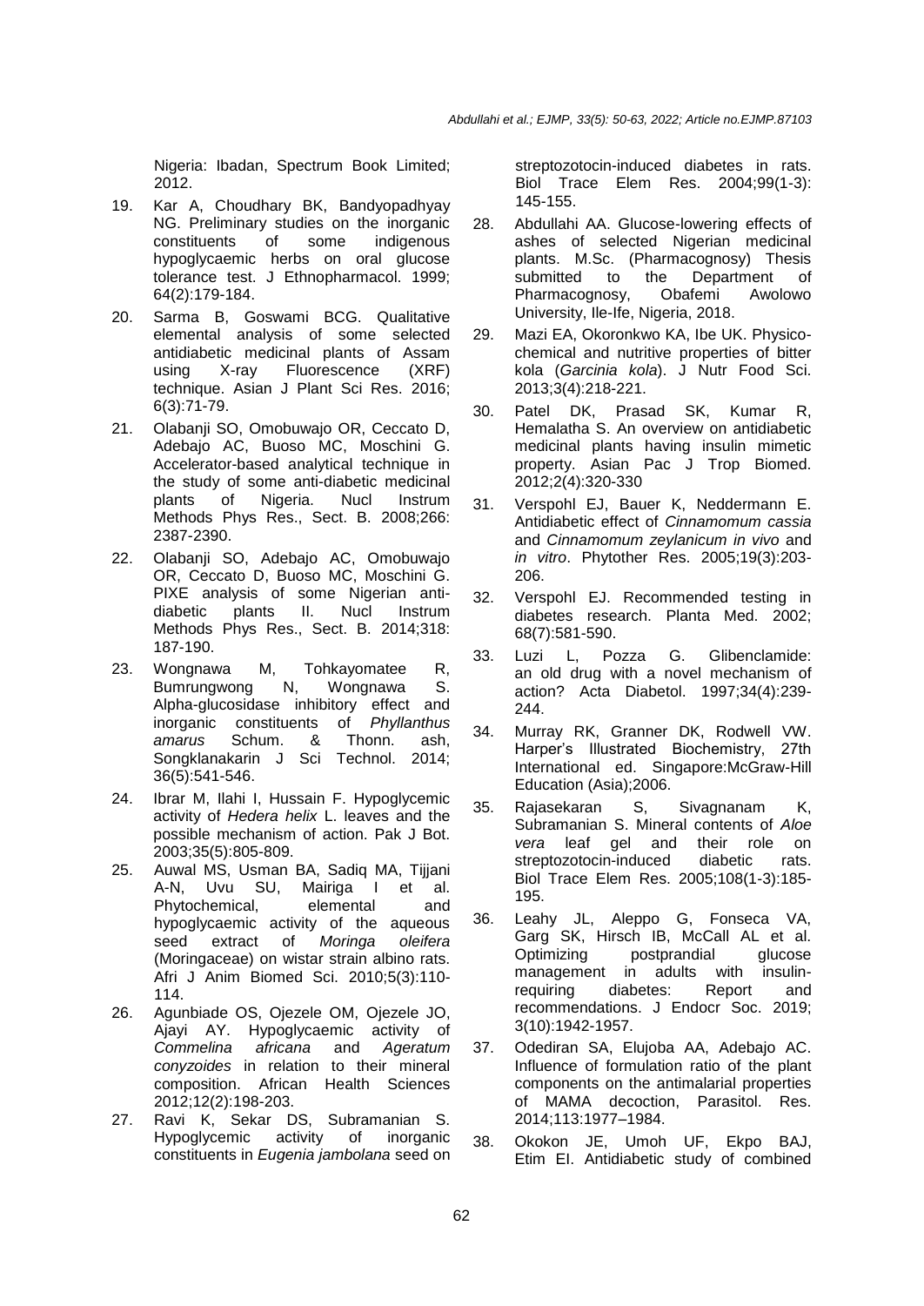Nigeria: Ibadan, Spectrum Book Limited; 2012.

19. Kar A, Choudhary BK, Bandyopadhyay NG. Preliminary studies on the inorganic constituents of some indigenous hypoglycaemic herbs on oral glucose tolerance test. J Ethnopharmacol. 1999; 64(2):179-184.
20. Sarma B, Goswami BCG. Qualitative elemental analysis of some selected antidiabetic medicinal plants of Assam using X-ray Fluorescence (XRF) technique. Asian J Plant Sci Res. 2016; 6(3):71-79.
21. Olabanji SO, Omobuwajo OR, Ceccato D, Adebajo AC, Buoso MC, Moschini G. Accelerator-based analytical technique in the study of some anti-diabetic medicinal plants of Nigeria. Nucl Instrum Methods Phys Res., Sect. B. 2008;266: 2387-2390.
22. Olabanji SO, Adebajo AC, Omobuwajo OR, Ceccato D, Buoso MC, Moschini G. PIXE analysis of some Nigerian anti-diabetic plants II. Nucl Instrum Methods Phys Res., Sect. B. 2014;318: 187-190.
23. Wongnawa M, Tohkayomatee R, Bumrungwong N, Wongnawa S. Alpha-glucosidase inhibitory effect and inorganic constituents of *Phyllanthus amarus* Schum. & Thonn. ash, Songklanakarin J Sci Technol. 2014; 36(5):541-546.
24. Ibrar M, Ilahi I, Hussain F. Hypoglycemic activity of *Hedera helix* L. leaves and the possible mechanism of action. Pak J Bot. 2003;35(5):805-809.
25. Auwal MS, Usman BA, Sadiq MA, Tijjani A-N, Uvu SU, Mairiga I et al. Phytochemical, elemental and hypoglycaemic activity of the aqueous seed extract of *Moringa oleifera* (Moringaceae) on wistar strain albino rats. Afri J Anim Biomed Sci. 2010;5(3):110-114.
26. Agunbiade OS, Ojezele OM, Ojezele JO, Ajayi AY. Hypoglycaemic activity of *Commelina africana* and *Ageratum conyzoides* in relation to their mineral composition. African Health Sciences 2012;12(2):198-203.
27. Ravi K, Sekar DS, Subramanian S. Hypoglycemic activity of inorganic constituents in *Eugenia jambolana* seed on streptozotocin-induced diabetes in rats. Biol Trace Elem Res. 2004;99(1-3): 145-155.
28. Abdullahi AA. Glucose-lowering effects of ashes of selected Nigerian medicinal plants. M.Sc. (Pharmacognosy) Thesis submitted to the Department of Pharmacognosy, Obafemi Awolowo University, Ile-Ife, Nigeria, 2018.
29. Mazi EA, Okoronkwo KA, Ibe UK. Physico-chemical and nutritive properties of bitter kola (*Garcinia kola*). J Nutr Food Sci. 2013;3(4):218-221.
30. Patel DK, Prasad SK, Kumar R, Hemalatha S. An overview on antidiabetic medicinal plants having insulin mimetic property. Asian Pac J Trop Biomed. 2012;2(4):320-330
31. Verspohl EJ, Bauer K, Neddermann E. Antidiabetic effect of *Cinnamomum cassia* and *Cinnamomum zeylanicum in vivo* and *in vitro*. Phytother Res. 2005;19(3):203-206.
32. Verspohl EJ. Recommended testing in diabetes research. Planta Med. 2002; 68(7):581-590.
33. Luzi L, Pozza G. Glibenclamide: an old drug with a novel mechanism of action? Acta Diabetol. 1997;34(4):239-244.
34. Murray RK, Granner DK, Rodwell VW. Harper's Illustrated Biochemistry, 27th International ed. Singapore:McGraw-Hill Education (Asia);2006.
35. Rajasekaran S, Sivagnanam K, Subramanian S. Mineral contents of *Aloe vera* leaf gel and their role on streptozotocin-induced diabetic rats. Biol Trace Elem Res. 2005;108(1-3):185-195.
36. Leahy JL, Aleppo G, Fonseca VA, Garg SK, Hirsch IB, McCall AL et al. Optimizing postprandial glucose management in adults with insulin-requiring diabetes: Report and recommendations. J Endocr Soc. 2019; 3(10):1942-1957.
37. Odediran SA, Elujoba AA, Adebajo AC. Influence of formulation ratio of the plant components on the antimalarial properties of MAMA decoction, Parasitol. Res. 2014;113:1977–1984.
38. Okokon JE, Umoh UF, Ekpo BAJ, Etim EI. Antidiabetic study of combined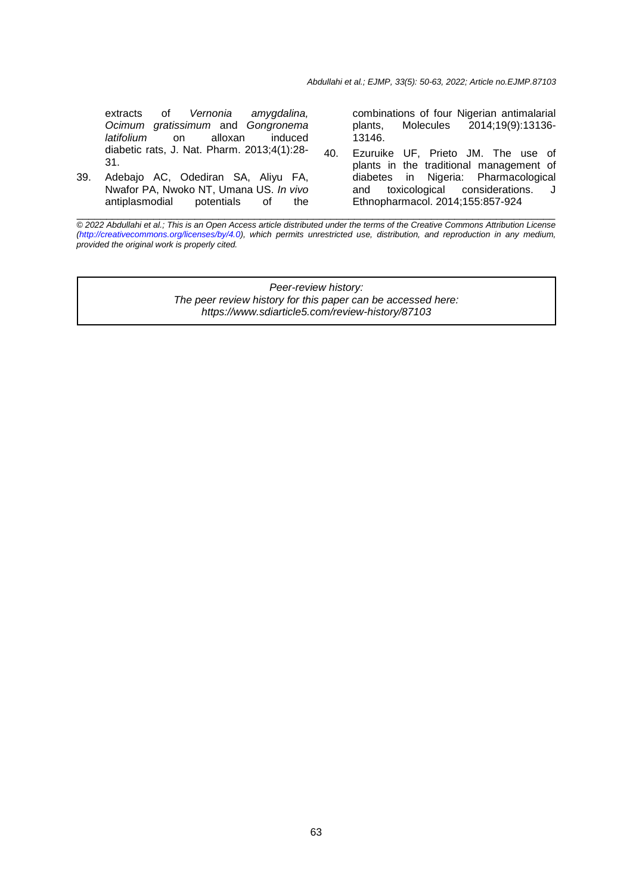extracts of *Vernonia amygdalina, Ocimum gratissimum* and *Gongronema latifolium* on alloxan induced diabetic rats, J. Nat. Pharm. 2013;4(1):28-31.

39. Adebajo AC, Odediran SA, Aliyu FA, Nwafor PA, Nwoko NT, Umana US. *In vivo* antiplasmodial potentials of the combinations of four Nigerian antimalarial plants, Molecules 2014;19(9):13136-13146.

40. Ezuruike UF, Prieto JM. The use of plants in the traditional management of diabetes in Nigeria: Pharmacological and toxicological considerations. J Ethnopharmacol. 2014;155:857-924

---

*© 2022 Abdullahi et al.; This is an Open Access article distributed under the terms of the Creative Commons Attribution License (http://creativecommons.org/licenses/by/4.0), which permits unrestricted use, distribution, and reproduction in any medium, provided the original work is properly cited.*

*Peer-review history:*
*The peer review history for this paper can be accessed here:*
*https://www.sdiarticle5.com/review-history/87103*